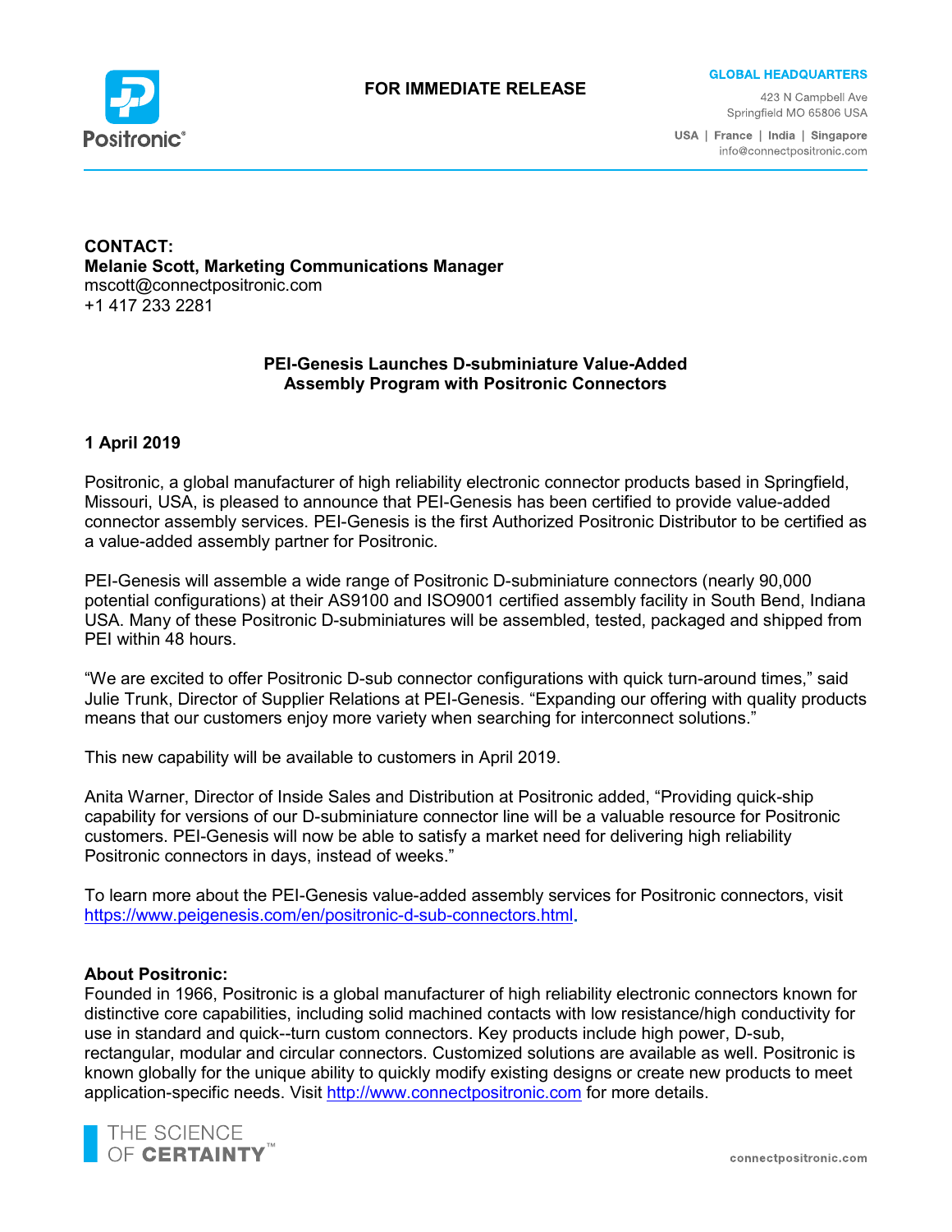**FOR IMMEDIATE RELEASE**

**GLOBAL HEADQUARTERS**

423 N Campbell Ave
Springfield MO 65806 USA

USA | France | India | Singapore
info@connectpositronic.com

**CONTACT:**
**Melanie Scott, Marketing Communications Manager**
mscott@connectpositronic.com
+1 417 233 2281

## PEI-Genesis Launches D-subminiature Value-Added Assembly Program with Positronic Connectors

**1 April 2019**

Positronic, a global manufacturer of high reliability electronic connector products based in Springfield, Missouri, USA, is pleased to announce that PEI-Genesis has been certified to provide value-added connector assembly services. PEI-Genesis is the first Authorized Positronic Distributor to be certified as a value-added assembly partner for Positronic.

PEI-Genesis will assemble a wide range of Positronic D-subminiature connectors (nearly 90,000 potential configurations) at their AS9100 and ISO9001 certified assembly facility in South Bend, Indiana USA. Many of these Positronic D-subminiatures will be assembled, tested, packaged and shipped from PEI within 48 hours.

"We are excited to offer Positronic D-sub connector configurations with quick turn-around times," said Julie Trunk, Director of Supplier Relations at PEI-Genesis. "Expanding our offering with quality products means that our customers enjoy more variety when searching for interconnect solutions."

This new capability will be available to customers in April 2019.

Anita Warner, Director of Inside Sales and Distribution at Positronic added, "Providing quick-ship capability for versions of our D-subminiature connector line will be a valuable resource for Positronic customers. PEI-Genesis will now be able to satisfy a market need for delivering high reliability Positronic connectors in days, instead of weeks."

To learn more about the PEI-Genesis value-added assembly services for Positronic connectors, visit https://www.peigenesis.com/en/positronic-d-sub-connectors.html.

**About Positronic:**
Founded in 1966, Positronic is a global manufacturer of high reliability electronic connectors known for distinctive core capabilities, including solid machined contacts with low resistance/high conductivity for use in standard and quick--turn custom connectors. Key products include high power, D-sub, rectangular, modular and circular connectors. Customized solutions are available as well. Positronic is known globally for the unique ability to quickly modify existing designs or create new products to meet application-specific needs. Visit http://www.connectpositronic.com for more details.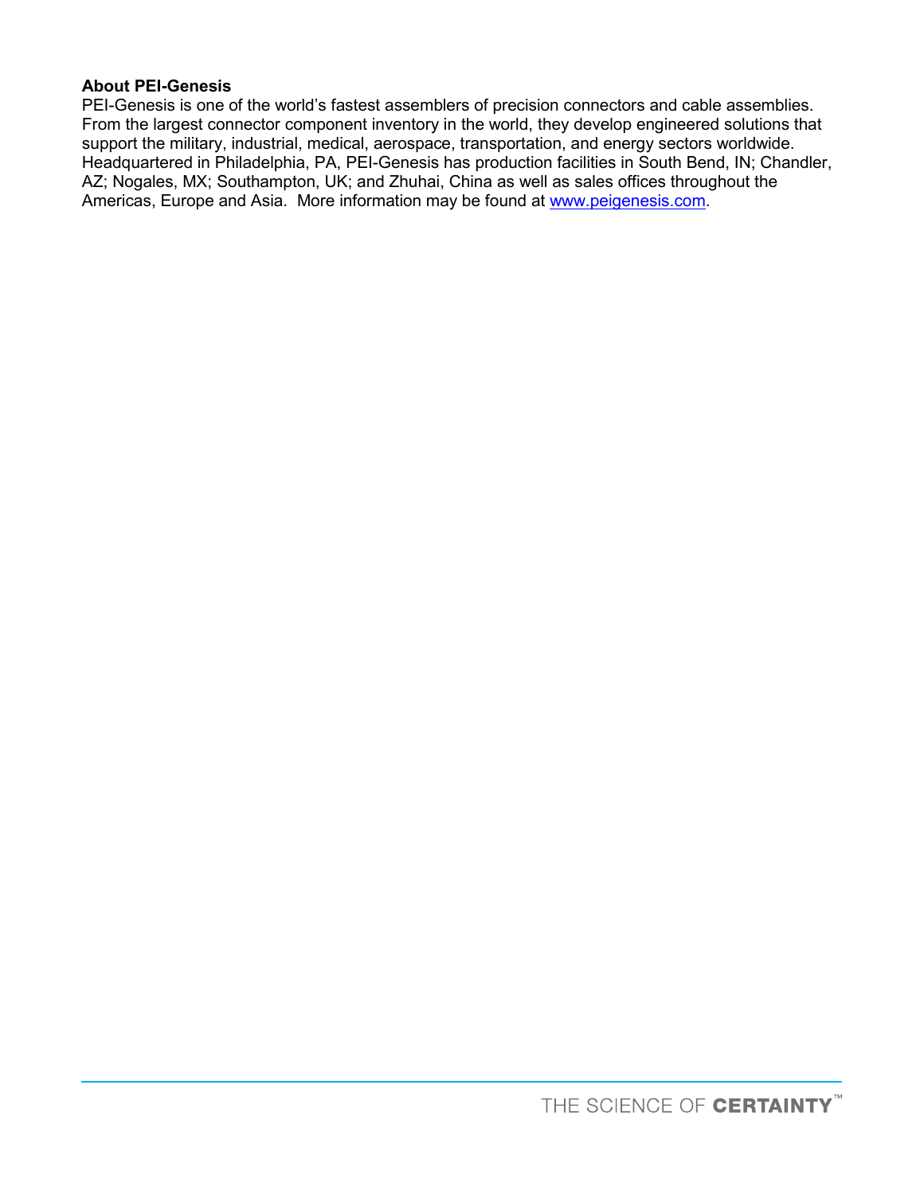**About PEI-Genesis**

PEI-Genesis is one of the world's fastest assemblers of precision connectors and cable assemblies. From the largest connector component inventory in the world, they develop engineered solutions that support the military, industrial, medical, aerospace, transportation, and energy sectors worldwide. Headquartered in Philadelphia, PA, PEI-Genesis has production facilities in South Bend, IN; Chandler, AZ; Nogales, MX; Southampton, UK; and Zhuhai, China as well as sales offices throughout the Americas, Europe and Asia. More information may be found at [www.peigenesis.com](http://www.peigenesis.com).